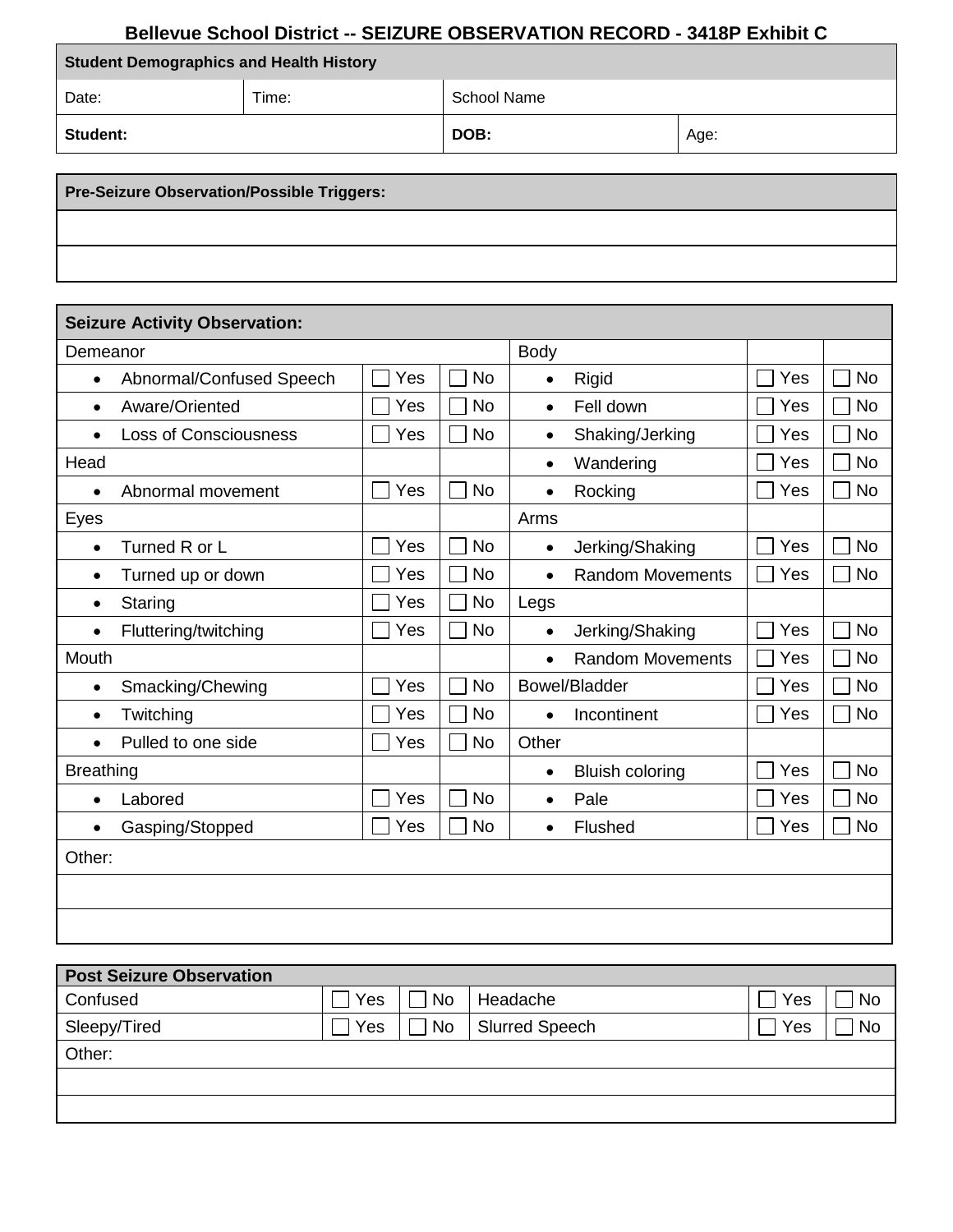# Bellevue School District -- SEIZURE OBSERVATION RECORD - 3418P Exhibit C

| **Student Demographics and Health History** | | | |
|---|---|---|---|
| Date: | Time: | School Name | |
| **Student:** | | **DOB:** | Age: |

| **Pre-Seizure Observation/Possible Triggers:** |
|---|
| |
| |

| **Seizure Activity Observation:** | | | | | |
|---|---|---|---|---|---|
| Demeanor | | | Body | | |
| • Abnormal/Confused Speech | ☐ Yes | ☐ No | • Rigid | ☐ Yes | ☐ No |
| • Aware/Oriented | ☐ Yes | ☐ No | • Fell down | ☐ Yes | ☐ No |
| • Loss of Consciousness | ☐ Yes | ☐ No | • Shaking/Jerking | ☐ Yes | ☐ No |
| Head | | | • Wandering | ☐ Yes | ☐ No |
| • Abnormal movement | ☐ Yes | ☐ No | • Rocking | ☐ Yes | ☐ No |
| Eyes | | | Arms | | |
| • Turned R or L | ☐ Yes | ☐ No | • Jerking/Shaking | ☐ Yes | ☐ No |
| • Turned up or down | ☐ Yes | ☐ No | • Random Movements | ☐ Yes | ☐ No |
| • Staring | ☐ Yes | ☐ No | Legs | | |
| • Fluttering/twitching | ☐ Yes | ☐ No | • Jerking/Shaking | ☐ Yes | ☐ No |
| Mouth | | | • Random Movements | ☐ Yes | ☐ No |
| • Smacking/Chewing | ☐ Yes | ☐ No | Bowel/Bladder | ☐ Yes | ☐ No |
| • Twitching | ☐ Yes | ☐ No | • Incontinent | ☐ Yes | ☐ No |
| • Pulled to one side | ☐ Yes | ☐ No | Other | | |
| Breathing | | | • Bluish coloring | ☐ Yes | ☐ No |
| • Labored | ☐ Yes | ☐ No | • Pale | ☐ Yes | ☐ No |
| • Gasping/Stopped | ☐ Yes | ☐ No | • Flushed | ☐ Yes | ☐ No |
| Other: | | | | | |
| | | | | | |
| | | | | | |

| **Post Seizure Observation** | | | | | |
|---|---|---|---|---|---|
| Confused | ☐ Yes | ☐ No | Headache | ☐ Yes | ☐ No |
| Sleepy/Tired | ☐ Yes | ☐ No | Slurred Speech | ☐ Yes | ☐ No |
| Other: | | | | | |
| | | | | | |
| | | | | | |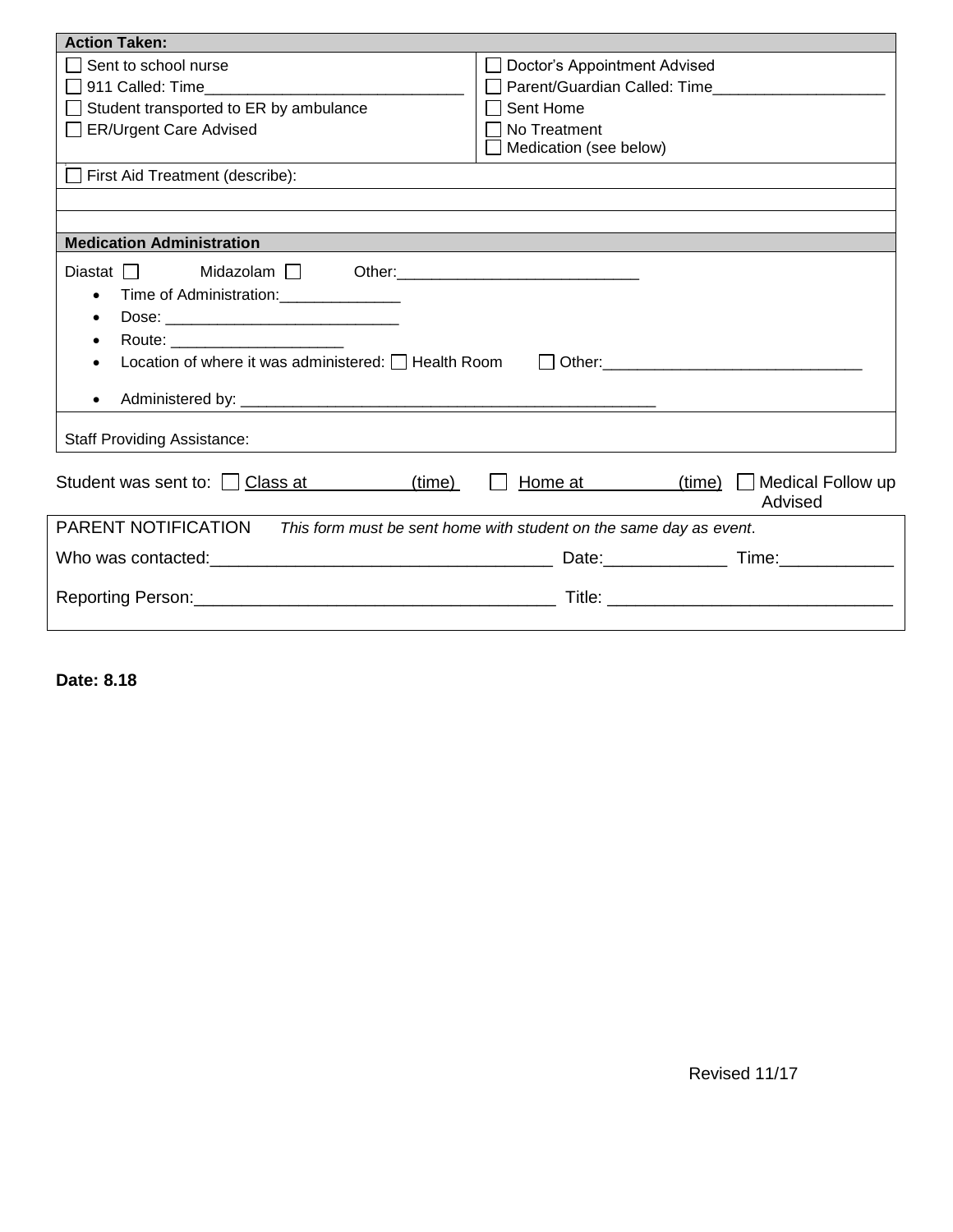| **Action Taken:** | |
|---|---|
| ☐ Sent to school nurse | ☐ Doctor's Appointment Advised |
| ☐ 911 Called: Time______________________________ | ☐ Parent/Guardian Called: Time____________________ |
| ☐ Student transported to ER by ambulance | ☐ Sent Home |
| ☐ ER/Urgent Care Advised | ☐ No Treatment<br>☐ Medication (see below) |
| ☐ First Aid Treatment (describe): | |
| | |
| | |

**Medication Administration**

Diastat ☐ Midazolam ☐ Other:____________________________

- Time of Administration:______________
- Dose: ___________________________
- Route: ____________________
- Location of where it was administered: ☐ Health Room ☐ Other:______________________________
- Administered by: ________________________________________________

Staff Providing Assistance:

Student was sent to: ☐ Class at ________ (time) ☐ Home at ________ (time) ☐ Medical Follow up Advised

PARENT NOTIFICATION *This form must be sent home with student on the same day as event*.

Who was contacted:___________________________________ Date:_____________ Time:____________

Reporting Person:_____________________________________ Title: ____________________________

**Date: 8.18**

Revised 11/17